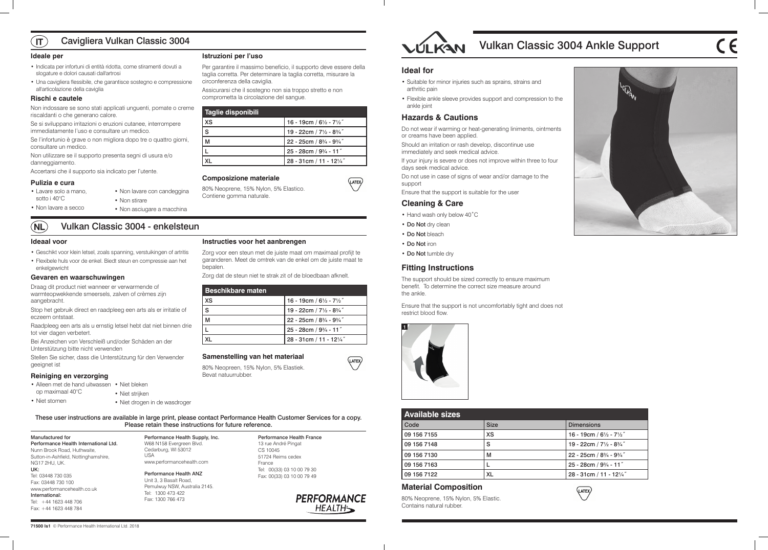# IT Cavigliera Vulkan Classic 3004

## Ideale per

- Indicata per infortuni di entità ridotta, come stiramenti dovuti a slogature e dolori causati dall'artrosi
- Una cavigliera flessibile, che garantisce sostegno e compressione all'articolazione della caviglia

## Rischi e cautele

Non indossare se sono stati applicati unguenti, pomate o creme riscaldanti o che generano calore.

Se si sviluppano irritazioni o eruzioni cutanee, interrompere immediatamente l'uso e consultare un medico.

Se l'infortunio è grave o non migliora dopo tre o quattro giorni, consultare un medico.

Non utilizzare se il supporto presenta segni di usura e/o danneggiamento.

Accertarsi che il supporto sia indicato per l'utente.

## Pulizia e cura

- Lavare solo a mano, sotto i 40°C
- Non lavare a secco
- Non lavare con candeggina
- Non stirare
- Non asciugare a macchina

## Istruzioni per l'uso

Per garantire il massimo beneficio, il supporto deve essere della taglia corretta. Per determinare la taglia corretta, misurare la circonferenza della caviglia.

Assicurarsi che il sostegno non sia troppo stretto e non comprometta la circolazione del sangue.

| Taglie disponibili | |
|---|---|
| XS | 16 - 19cm / 6½ - 7½˝ |
| S | 19 - 22cm / 7½ - 8¾˝ |
| M | 22 - 25cm / 8¾ - 9¾˝ |
| L | 25 - 28cm / 9¾ - 11˝ |
| XL | 28 - 31cm / 11 - 12¼˝ |

## Composizione materiale

80% Neoprene, 15% Nylon, 5% Elastico. Contiene gomma naturale.

LATEX

# NL Vulkan Classic 3004 - enkelsteun

## Ideaal voor

- Geschikt voor klein letsel, zoals spanning, verstuikingen of artritis
- Flexibele huls voor de enkel. Biedt steun en compressie aan het enkelgewicht

## Gevaren en waarschuwingen

Draag dit product niet wanneer er verwarmende of warmteopwekkende smeersels, zalven of crèmes zijn aangebracht.

Stop het gebruik direct en raadpleeg een arts als er irritatie of eczeem ontstaat.

Raadpleeg een arts als u ernstig letsel hebt dat niet binnen drie tot vier dagen verbetert.

Bei Anzeichen von Verschleiß und/oder Schäden an der Unterstützung bitte nicht verwenden

Stellen Sie sicher, dass die Unterstützung für den Verwender geeignet ist

## Reiniging en verzorging

- Alleen met de hand uitwassen op maximaal 40°C
- Niet stomen
- Niet bleken
- Niet strijken
- Niet drogen in de wasdroger

## Instructies voor het aanbrengen

Zorg voor een steun met de juiste maat om maximaal profijt te garanderen. Meet de omtrek van de enkel om de juiste maat te bepalen.

Zorg dat de steun niet te strak zit of de bloedbaan afknelt.

| Beschikbare maten | |
|---|---|
| XS | 16 - 19cm / 6½ - 7½˝ |
| S | 19 - 22cm / 7½ - 8¾˝ |
| M | 22 - 25cm / 8¾ - 9¾˝ |
| L | 25 - 28cm / 9¾ - 11˝ |
| XL | 28 - 31cm / 11 - 12¼˝ |

## Samenstelling van het materiaal

80% Neopreen, 15% Nylon, 5% Elastiek. Bevat natuurrubber.

LATEX

These user instructions are available in large print, please contact Performance Health Customer Services for a copy. Please retain these instructions for future reference.

**Manufactured for**
**Performance Health International Ltd.**
Nunn Brook Road, Huthwaite,
Sutton-in-Ashfield, Nottinghamshire,
NG17 2HU, UK.
**UK:**
Tel: 03448 730 035
Fax: 03448 730 100
www.performancehealth.co.uk
**International:**
Tel: +44 1623 448 706
Fax: +44 1623 448 784

**Performance Health Supply, Inc.**
W68 N158 Evergreen Blvd.
Cedarburg, WI 53012
USA
www.performancehealth.com

**Performance Health ANZ**
Unit 3, 3 Basalt Road,
Pemulwuy NSW, Australia 2145.
Tel: 1300 473 422
Fax: 1300 766 473

**Performance Health France**
13 rue André Pingat
CS 10045
51724 Reims cedex
France
Tel: 00(33) 03 10 00 79 30
Fax: 00(33) 03 10 00 79 49

PERFORMANCE HEALTH

**71500 Is1** © Performance Health International Ltd. 2018

# Vulkan Classic 3004 Ankle Support

CE

## Ideal for

- Suitable for minor injuries such as sprains, strains and arthritic pain
- Flexible ankle sleeve provides support and compression to the ankle joint

## Hazards & Cautions

Do not wear if warming or heat-generating liniments, ointments or creams have been applied.

Should an irritation or rash develop, discontinue use immediately and seek medical advice.

If your injury is severe or does not improve within three to four days seek medical advice.

Do not use in case of signs of wear and/or damage to the support

Ensure that the support is suitable for the user

## Cleaning & Care

- Hand wash only below 40˚C
- **Do Not** dry clean
- **Do Not** bleach
- **Do Not** iron
- **Do Not** tumble dry

## Fitting Instructions

The support should be sized correctly to ensure maximum benefit. To determine the correct size measure around the ankle.

Ensure that the support is not uncomfortably tight and does not restrict blood flow.

1

| Available sizes | | |
|---|---|---|
| Code | Size | Dimensions |
| 09 156 7155 | XS | 16 - 19cm / 6½ - 7½˝ |
| 09 156 7148 | S | 19 - 22cm / 7½ - 8¾˝ |
| 09 156 7130 | M | 22 - 25cm / 8¾ - 9¾˝ |
| 09 156 7163 | L | 25 - 28cm / 9¾ - 11˝ |
| 09 156 7122 | XL | 28 - 31cm / 11 - 12¼˝ |

## Material Composition

80% Neoprene, 15% Nylon, 5% Elastic.
Contains natural rubber.

LATEX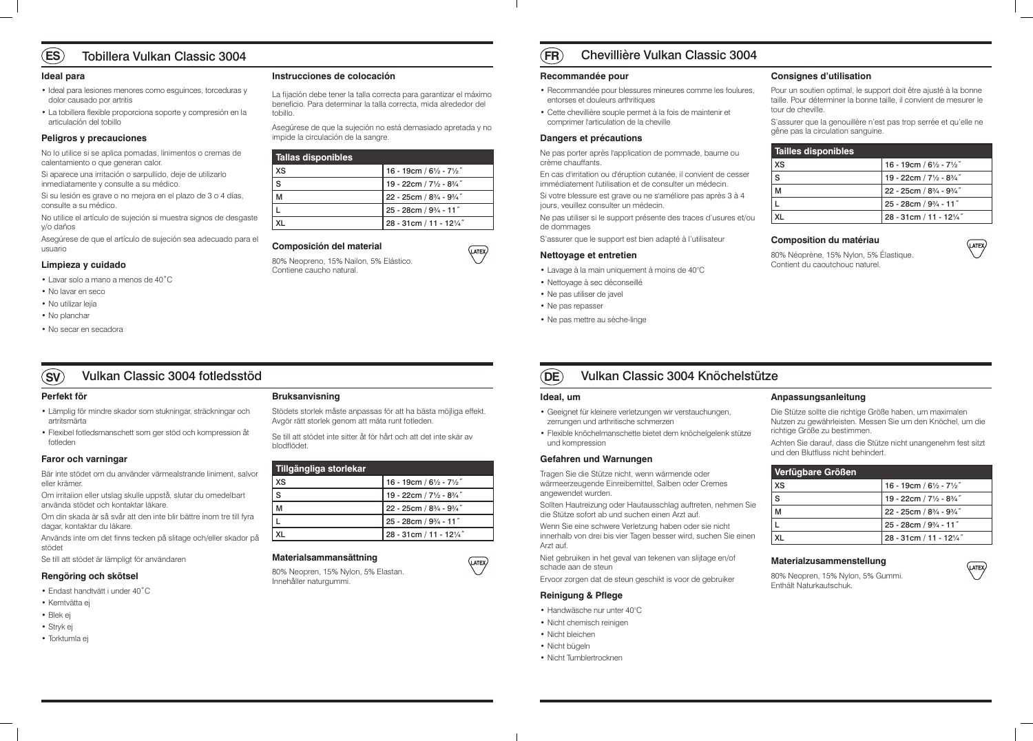## ES Tobillera Vulkan Classic 3004

### Ideal para

- Ideal para lesiones menores como esguinces, torceduras y dolor causado por artritis
- La tobillera flexible proporciona soporte y compresión en la articulación del tobillo

### Peligros y precauciones

No lo utilice si se aplica pomadas, linimentos o cremas de calentamiento o que generan calor.

Si aparece una irritación o sarpullido, deje de utilizarlo inmediatamente y consulte a su médico.

Si su lesión es grave o no mejora en el plazo de 3 o 4 días, consulte a su médico.

No utilice el artículo de sujeción si muestra signos de desgaste y/o daños

Asegúrese de que el artículo de sujeción sea adecuado para el usuario

### Limpieza y cuidado

- Lavar solo a mano a menos de 40˚C
- No lavar en seco
- No utilizar lejía
- No planchar
- No secar en secadora

### Instrucciones de colocación

La fijación debe tener la talla correcta para garantizar el máximo beneficio. Para determinar la talla correcta, mida alrededor del tobillo.

Asegúrese de que la sujeción no está demasiado apretada y no impide la circulación de la sangre.

| Tallas disponibles | |
|---|---|
| XS | 16 - 19cm / 6½ - 7½˝ |
| S | 19 - 22cm / 7½ - 8¾˝ |
| M | 22 - 25cm / 8¾ - 9¾˝ |
| L | 25 - 28cm / 9¾ - 11˝ |
| XL | 28 - 31cm / 11 - 12¼˝ |

### Composición del material

80% Neopreno, 15% Nailon, 5% Elástico.
Contiene caucho natural.

LATEX

## FR Chevillière Vulkan Classic 3004

### Recommandée pour

- Recommandée pour blessures mineures comme les foulures, entorses et douleurs arthritiques
- Cette chevillière souple permet à la fois de maintenir et comprimer l'articulation de la cheville

### Dangers et précautions

Ne pas porter après l'application de pommade, baume ou crème chauffants.

En cas d'irritation ou d'éruption cutanée, il convient de cesser immédiatement l'utilisation et de consulter un médecin.

Si votre blessure est grave ou ne s'améliore pas après 3 à 4 jours, veuillez consulter un médecin.

Ne pas utiliser si le support présente des traces d'usures et/ou de dommages

S'assurer que le support est bien adapté à l'utilisateur

### Nettoyage et entretien

- Lavage à la main uniquement à moins de 40°C
- Nettoyage à sec déconseillé
- Ne pas utiliser de javel
- Ne pas repasser
- Ne pas mettre au sèche-linge

### Consignes d'utilisation

Pour un soutien optimal, le support doit être ajusté à la bonne taille. Pour déterminer la bonne taille, il convient de mesurer le tour de cheville.

S'assurer que la genouillère n'est pas trop serrée et qu'elle ne gêne pas la circulation sanguine.

| Tailles disponibles | |
|---|---|
| XS | 16 - 19cm / 6½ - 7½˝ |
| S | 19 - 22cm / 7½ - 8¾˝ |
| M | 22 - 25cm / 8¾ - 9¾˝ |
| L | 25 - 28cm / 9¾ - 11˝ |
| XL | 28 - 31cm / 11 - 12¼˝ |

### Composition du matériau

80% Néoprène, 15% Nylon, 5% Élastique.
Contient du caoutchouc naturel.

LATEX

## SV Vulkan Classic 3004 fotledsstöd

### Perfekt för

- Lämplig för mindre skador som stukningar, sträckningar och artritsmärta
- Flexibel fotledsmanschett som ger stöd och kompression åt fotleden

### Faror och varningar

Bär inte stödet om du använder värmealstrande liniment, salvor eller krämer.

Om irritaiion eller utslag skulle uppstå, slutar du omedelbart använda stödet och kontaktar läkare.

Om din skada är så svår att den inte blir bättre inom tre till fyra dagar, kontaktar du läkare.

Används inte om det finns tecken på slitage och/eller skador på stödet

Se till att stödet är lämpligt för användaren

### Rengöring och skötsel

- Endast handtvätt i under 40˚C
- Kemtvätta ej
- Blek ej
- Stryk ej
- Torktumla ej

### Bruksanvisning

Stödets storlek måste anpassas för att ha bästa möjliga effekt. Avgör rätt storlek genom att mäta runt fotleden.

Se till att stödet inte sitter åt för hårt och att det inte skär av blodflödet.

| Tillgängliga storlekar | |
|---|---|
| XS | 16 - 19cm / 6½ - 7½˝ |
| S | 19 - 22cm / 7½ - 8¾˝ |
| M | 22 - 25cm / 8¾ - 9¾˝ |
| L | 25 - 28cm / 9¾ - 11˝ |
| XL | 28 - 31cm / 11 - 12¼˝ |

### Materialsammansättning

80% Neopren, 15% Nylon, 5% Elastan.
Innehåller naturgummi.

LATEX

## DE Vulkan Classic 3004 Knöchelstütze

### Ideal, um

- Geeignet für kleinere verletzungen wir verstauchungen, zerrungen und arthritische schmerzen
- Flexible knöchelmanschette bietet dem knöchelgelenk stütze und kompression

### Gefahren und Warnungen

Tragen Sie die Stütze nicht, wenn wärmende oder wärmeerzeugende Einreibemittel, Salben oder Cremes angewendet wurden.

Sollten Hautreizung oder Hautausschlag auftreten, nehmen Sie die Stütze sofort ab und suchen einen Arzt auf.

Wenn Sie eine schwere Verletzung haben oder sie nicht innerhalb von drei bis vier Tagen besser wird, suchen Sie einen Arzt auf.

Niet gebruiken in het geval van tekenen van slijtage en/of schade aan de steun

Ervoor zorgen dat de steun geschikt is voor de gebruiker

### Reinigung & Pflege

- Handwäsche nur unter 40°C
- Nicht chemisch reinigen
- Nicht bleichen
- Nicht bügeln
- Nicht Tumblertrocknen

### Anpassungsanleitung

Die Stütze sollte die richtige Größe haben, um maximalen Nutzen zu gewährleisten. Messen Sie um den Knöchel, um die richtige Größe zu bestimmen.

Achten Sie darauf, dass die Stütze nicht unangenehm fest sitzt und den Blutfluss nicht behindert.

| Verfügbare Größen | |
|---|---|
| XS | 16 - 19cm / 6½ - 7½˝ |
| S | 19 - 22cm / 7½ - 8¾˝ |
| M | 22 - 25cm / 8¾ - 9¾˝ |
| L | 25 - 28cm / 9¾ - 11˝ |
| XL | 28 - 31cm / 11 - 12¼˝ |

### Materialzusammenstellung

80% Neopren, 15% Nylon, 5% Gummi.
Enthält Naturkautschuk.

LATEX